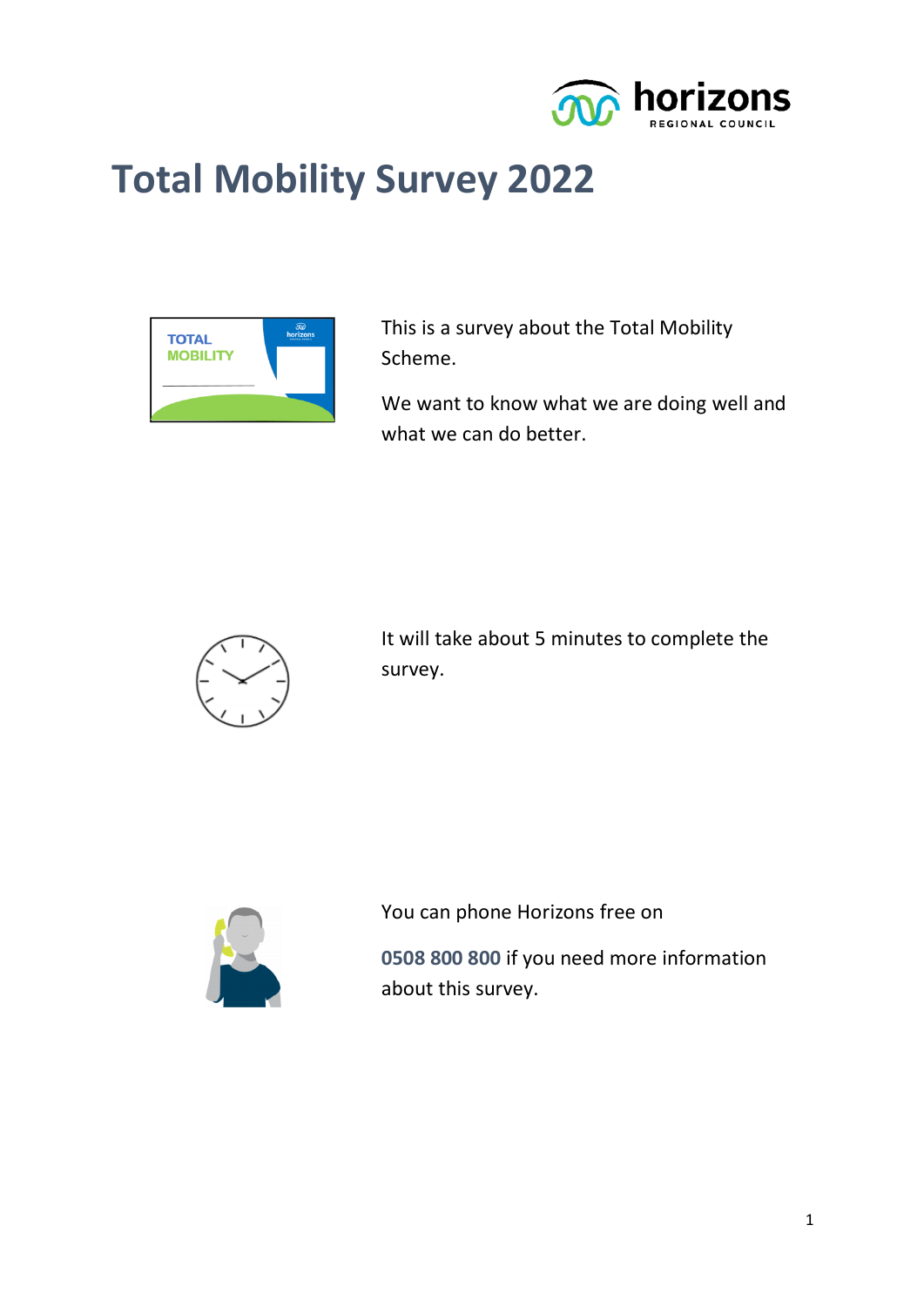# Total Mobility Survey 2022

This is a survey about the Total Mobility Scheme.

We want to know what we are doing well and what we can do better.

It will take about 5 minutes to complete the survey.

You can phone Horizons free on

**0508 800 800** if you need more information about this survey.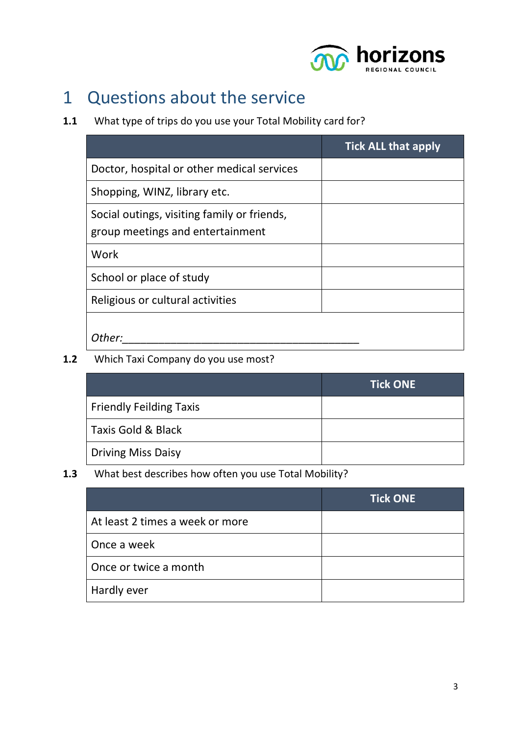# 1 Questions about the service

**1.1** What type of trips do you use your Total Mobility card for?

| | Tick ALL that apply |
|---|---|
| Doctor, hospital or other medical services | |
| Shopping, WINZ, library etc. | |
| Social outings, visiting family or friends, group meetings and entertainment | |
| Work | |
| School or place of study | |
| Religious or cultural activities | |
| *Other:*_________________________________________ | |

**1.2** Which Taxi Company do you use most?

| | Tick ONE |
|---|---|
| Friendly Feilding Taxis | |
| Taxis Gold & Black | |
| Driving Miss Daisy | |

**1.3** What best describes how often you use Total Mobility?

| | Tick ONE |
|---|---|
| At least 2 times a week or more | |
| Once a week | |
| Once or twice a month | |
| Hardly ever | |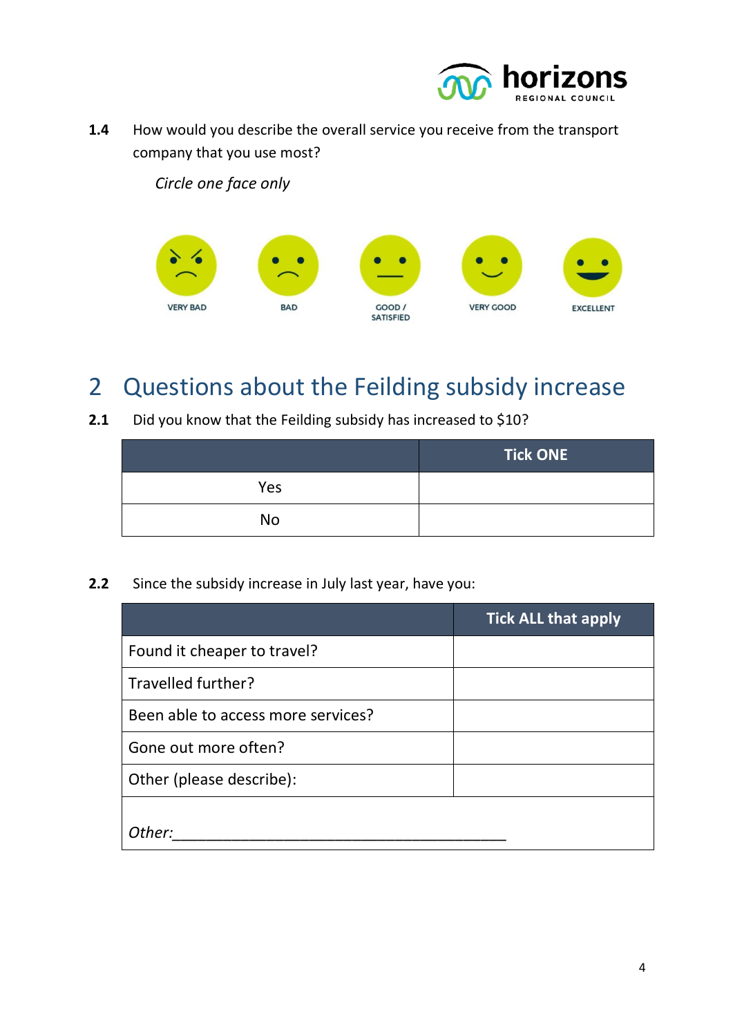**1.4** How would you describe the overall service you receive from the transport company that you use most?

*Circle one face only*

VERY BAD | BAD | GOOD / SATISFIED | VERY GOOD | EXCELLENT

## 2 Questions about the Feilding subsidy increase

**2.1** Did you know that the Feilding subsidy has increased to $10?

| | Tick ONE |
|---|---|
| Yes | |
| No | |

**2.2** Since the subsidy increase in July last year, have you:

| | Tick ALL that apply |
|---|---|
| Found it cheaper to travel? | |
| Travelled further? | |
| Been able to access more services? | |
| Gone out more often? | |
| Other (please describe): | |
| *Other:*_________________________________________ | |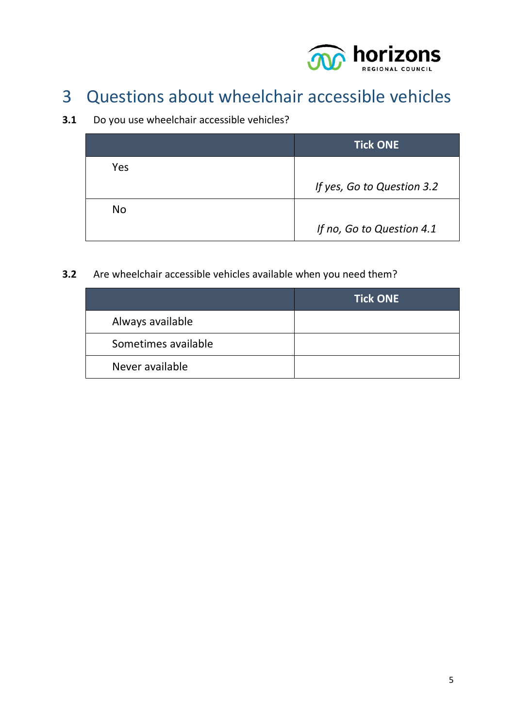# 3 Questions about wheelchair accessible vehicles

**3.1** Do you use wheelchair accessible vehicles?

| | Tick ONE |
|---|---|
| Yes | *If yes, Go to Question 3.2* |
| No | *If no, Go to Question 4.1* |

**3.2** Are wheelchair accessible vehicles available when you need them?

| | Tick ONE |
|---|---|
| Always available | |
| Sometimes available | |
| Never available | |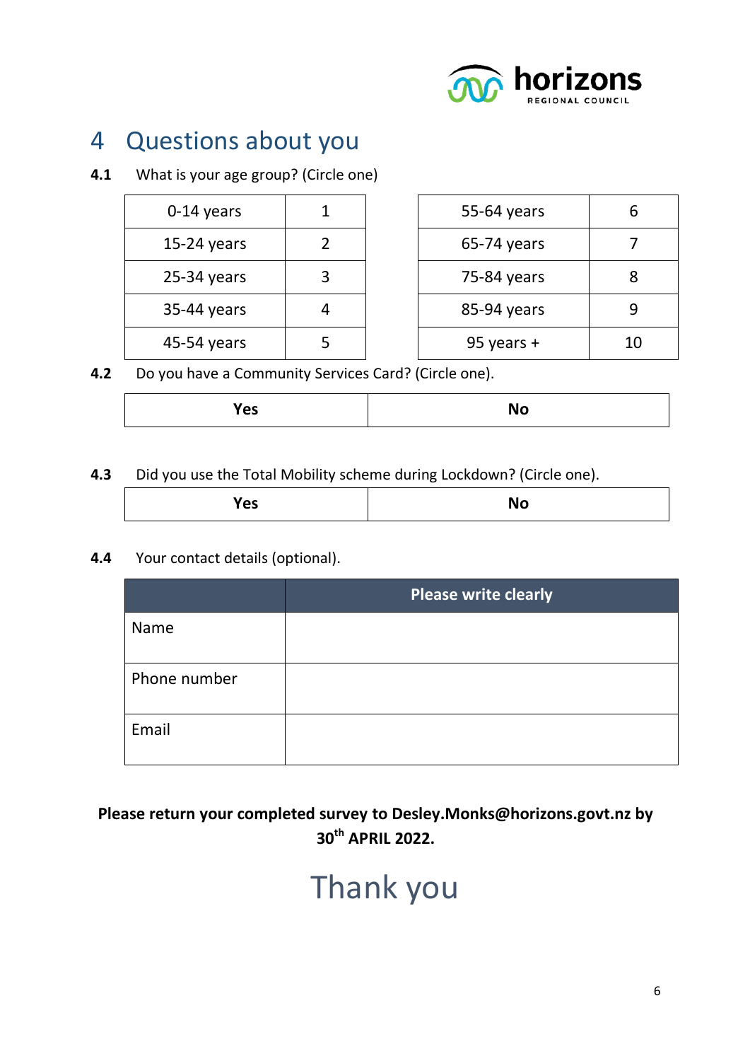# 4 Questions about you

**4.1** What is your age group? (Circle one)

| | |
|---|---|
| 0-14 years | 1 |
| 15-24 years | 2 |
| 25-34 years | 3 |
| 35-44 years | 4 |
| 45-54 years | 5 |

| | |
|---|---|
| 55-64 years | 6 |
| 65-74 years | 7 |
| 75-84 years | 8 |
| 85-94 years | 9 |
| 95 years + | 10 |

**4.2** Do you have a Community Services Card? (Circle one).

| **Yes** | **No** |
|---|---|

**4.3** Did you use the Total Mobility scheme during Lockdown? (Circle one).

| **Yes** | **No** |
|---|---|

**4.4** Your contact details (optional).

| | **Please write clearly** |
|---|---|
| Name | |
| Phone number | |
| Email | |

**Please return your completed survey to Desley.Monks@horizons.govt.nz by 30th APRIL 2022.**

Thank you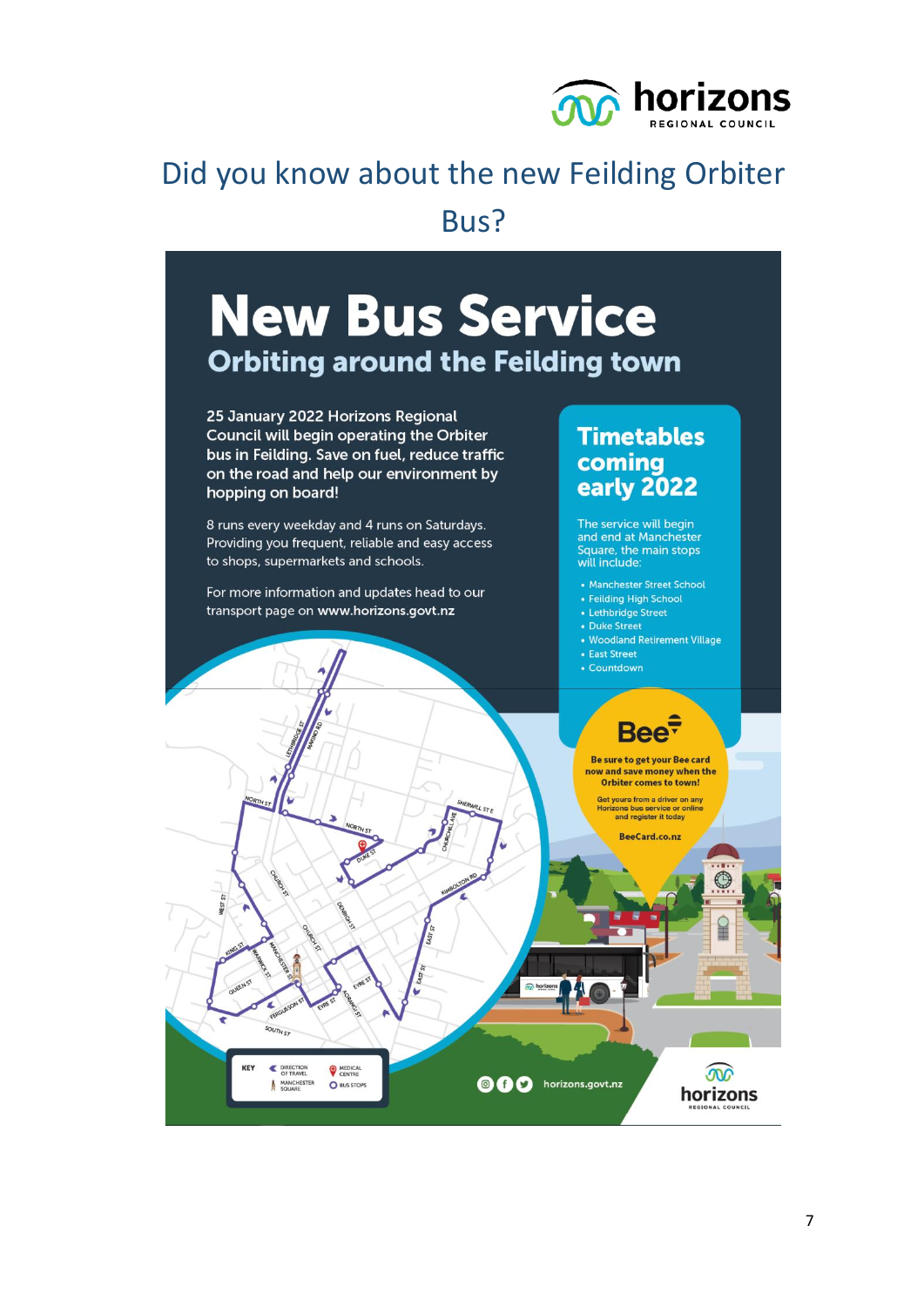# Did you know about the new Feilding Orbiter Bus?

# New Bus Service

## Orbiting around the Feilding town

25 January 2022 Horizons Regional Council will begin operating the Orbiter bus in Feilding. Save on fuel, reduce traffic on the road and help our environment by hopping on board!

8 runs every weekday and 4 runs on Saturdays. Providing you frequent, reliable and easy access to shops, supermarkets and schools.

For more information and updates head to our transport page on **www.horizons.govt.nz**

## Timetables coming early 2022

The service will begin and end at Manchester Square, the main stops will include:

- Manchester Street School
- Feilding High School
- Lethbridge Street
- Duke Street
- Woodland Retirement Village
- East Street
- Countdown

**Bee**

**Be sure to get your Bee card now and save money when the Orbiter comes to town!**

Get yours from a driver on any Horizons bus service or online and register it today

**BeeCard.co.nz**

KEY: DIRECTION OF TRAVEL, MEDICAL CENTRE, MANCHESTER SQUARE, BUS STOPS

horizons.govt.nz